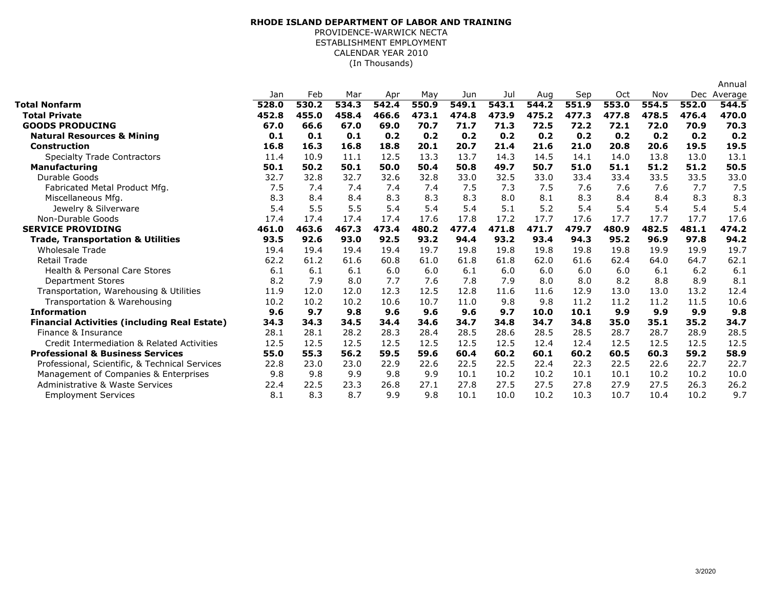**RHODE ISLAND DEPARTMENT OF LABOR AND TRAINING**
PROVIDENCE-WARWICK NECTA
ESTABLISHMENT EMPLOYMENT
CALENDAR YEAR 2010
(In Thousands)

| | Jan | Feb | Mar | Apr | May | Jun | Jul | Aug | Sep | Oct | Nov | Dec | Annual Average |
|---|---|---|---|---|---|---|---|---|---|---|---|---|---|
| **Total Nonfarm** | **528.0** | **530.2** | **534.3** | **542.4** | **550.9** | **549.1** | **543.1** | **544.2** | **551.9** | **553.0** | **554.5** | **552.0** | **544.5** |
| **Total Private** | **452.8** | **455.0** | **458.4** | **466.6** | **473.1** | **474.8** | **473.9** | **475.2** | **477.3** | **477.8** | **478.5** | **476.4** | **470.0** |
| **GOODS PRODUCING** | **67.0** | **66.6** | **67.0** | **69.0** | **70.7** | **71.7** | **71.3** | **72.5** | **72.2** | **72.1** | **72.0** | **70.9** | **70.3** |
| **Natural Resources & Mining** | **0.1** | **0.1** | **0.1** | **0.2** | **0.2** | **0.2** | **0.2** | **0.2** | **0.2** | **0.2** | **0.2** | **0.2** | **0.2** |
| **Construction** | **16.8** | **16.3** | **16.8** | **18.8** | **20.1** | **20.7** | **21.4** | **21.6** | **21.0** | **20.8** | **20.6** | **19.5** | **19.5** |
| Specialty Trade Contractors | 11.4 | 10.9 | 11.1 | 12.5 | 13.3 | 13.7 | 14.3 | 14.5 | 14.1 | 14.0 | 13.8 | 13.0 | 13.1 |
| **Manufacturing** | **50.1** | **50.2** | **50.1** | **50.0** | **50.4** | **50.8** | **49.7** | **50.7** | **51.0** | **51.1** | **51.2** | **51.2** | **50.5** |
| Durable Goods | 32.7 | 32.8 | 32.7 | 32.6 | 32.8 | 33.0 | 32.5 | 33.0 | 33.4 | 33.4 | 33.5 | 33.5 | 33.0 |
| Fabricated Metal Product Mfg. | 7.5 | 7.4 | 7.4 | 7.4 | 7.4 | 7.5 | 7.3 | 7.5 | 7.6 | 7.6 | 7.6 | 7.7 | 7.5 |
| Miscellaneous Mfg. | 8.3 | 8.4 | 8.4 | 8.3 | 8.3 | 8.3 | 8.0 | 8.1 | 8.3 | 8.4 | 8.4 | 8.3 | 8.3 |
| Jewelry & Silverware | 5.4 | 5.5 | 5.5 | 5.4 | 5.4 | 5.4 | 5.1 | 5.2 | 5.4 | 5.4 | 5.4 | 5.4 | 5.4 |
| Non-Durable Goods | 17.4 | 17.4 | 17.4 | 17.4 | 17.6 | 17.8 | 17.2 | 17.7 | 17.6 | 17.7 | 17.7 | 17.7 | 17.6 |
| **SERVICE PROVIDING** | **461.0** | **463.6** | **467.3** | **473.4** | **480.2** | **477.4** | **471.8** | **471.7** | **479.7** | **480.9** | **482.5** | **481.1** | **474.2** |
| **Trade, Transportation & Utilities** | **93.5** | **92.6** | **93.0** | **92.5** | **93.2** | **94.4** | **93.2** | **93.4** | **94.3** | **95.2** | **96.9** | **97.8** | **94.2** |
| Wholesale Trade | 19.4 | 19.4 | 19.4 | 19.4 | 19.7 | 19.8 | 19.8 | 19.8 | 19.8 | 19.8 | 19.9 | 19.9 | 19.7 |
| Retail Trade | 62.2 | 61.2 | 61.6 | 60.8 | 61.0 | 61.8 | 61.8 | 62.0 | 61.6 | 62.4 | 64.0 | 64.7 | 62.1 |
| Health & Personal Care Stores | 6.1 | 6.1 | 6.1 | 6.0 | 6.0 | 6.1 | 6.0 | 6.0 | 6.0 | 6.0 | 6.1 | 6.2 | 6.1 |
| Department Stores | 8.2 | 7.9 | 8.0 | 7.7 | 7.6 | 7.8 | 7.9 | 8.0 | 8.0 | 8.2 | 8.8 | 8.9 | 8.1 |
| Transportation, Warehousing & Utilities | 11.9 | 12.0 | 12.0 | 12.3 | 12.5 | 12.8 | 11.6 | 11.6 | 12.9 | 13.0 | 13.0 | 13.2 | 12.4 |
| Transportation & Warehousing | 10.2 | 10.2 | 10.2 | 10.6 | 10.7 | 11.0 | 9.8 | 9.8 | 11.2 | 11.2 | 11.2 | 11.5 | 10.6 |
| **Information** | **9.6** | **9.7** | **9.8** | **9.6** | **9.6** | **9.6** | **9.7** | **10.0** | **10.1** | **9.9** | **9.9** | **9.9** | **9.8** |
| **Financial Activities (including Real Estate)** | **34.3** | **34.3** | **34.5** | **34.4** | **34.6** | **34.7** | **34.8** | **34.7** | **34.8** | **35.0** | **35.1** | **35.2** | **34.7** |
| Finance & Insurance | 28.1 | 28.1 | 28.2 | 28.3 | 28.4 | 28.5 | 28.6 | 28.5 | 28.5 | 28.7 | 28.7 | 28.9 | 28.5 |
| Credit Intermediation & Related Activities | 12.5 | 12.5 | 12.5 | 12.5 | 12.5 | 12.5 | 12.5 | 12.4 | 12.4 | 12.5 | 12.5 | 12.5 | 12.5 |
| **Professional & Business Services** | **55.0** | **55.3** | **56.2** | **59.5** | **59.6** | **60.4** | **60.2** | **60.1** | **60.2** | **60.5** | **60.3** | **59.2** | **58.9** |
| Professional, Scientific, & Technical Services | 22.8 | 23.0 | 23.0 | 22.9 | 22.6 | 22.5 | 22.5 | 22.4 | 22.3 | 22.5 | 22.6 | 22.7 | 22.7 |
| Management of Companies & Enterprises | 9.8 | 9.8 | 9.9 | 9.8 | 9.9 | 10.1 | 10.2 | 10.2 | 10.1 | 10.1 | 10.2 | 10.2 | 10.0 |
| Administrative & Waste Services | 22.4 | 22.5 | 23.3 | 26.8 | 27.1 | 27.8 | 27.5 | 27.5 | 27.8 | 27.9 | 27.5 | 26.3 | 26.2 |
| Employment Services | 8.1 | 8.3 | 8.7 | 9.9 | 9.8 | 10.1 | 10.0 | 10.2 | 10.3 | 10.7 | 10.4 | 10.2 | 9.7 |

3/2020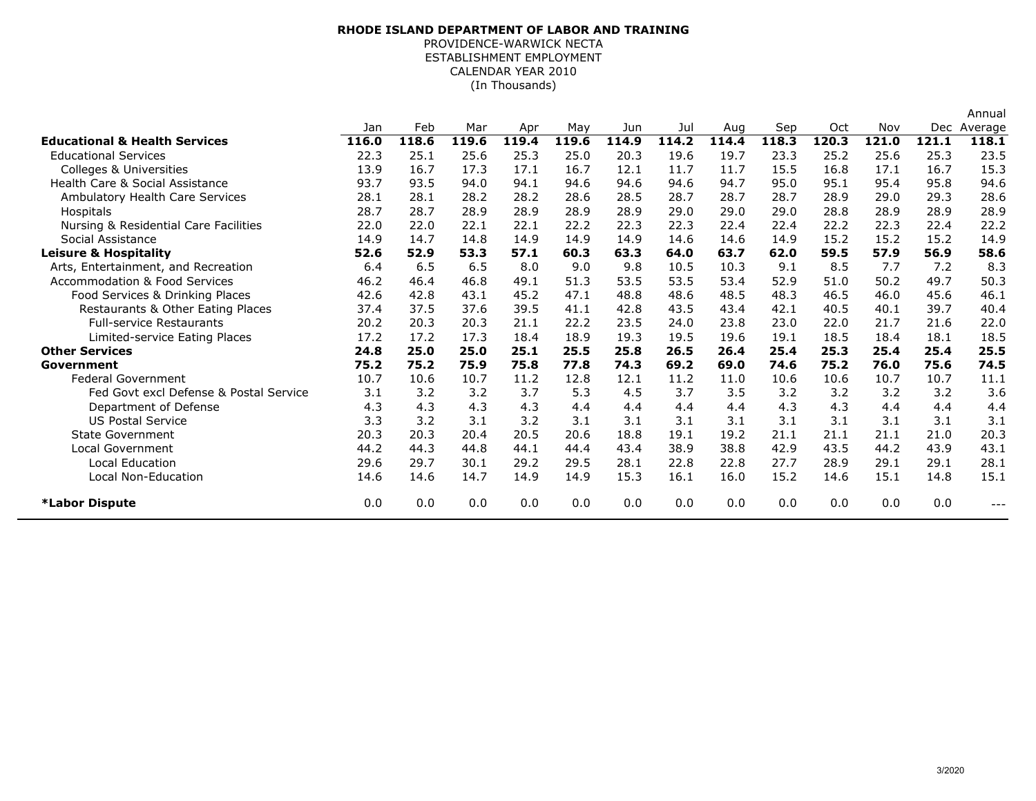**RHODE ISLAND DEPARTMENT OF LABOR AND TRAINING**
PROVIDENCE-WARWICK NECTA
ESTABLISHMENT EMPLOYMENT
CALENDAR YEAR 2010
(In Thousands)

| | Jan | Feb | Mar | Apr | May | Jun | Jul | Aug | Sep | Oct | Nov | Dec | Annual Average |
|---|---|---|---|---|---|---|---|---|---|---|---|---|---|
| **Educational & Health Services** | **116.0** | **118.6** | **119.6** | **119.4** | **119.6** | **114.9** | **114.2** | **114.4** | **118.3** | **120.3** | **121.0** | **121.1** | **118.1** |
| Educational Services | 22.3 | 25.1 | 25.6 | 25.3 | 25.0 | 20.3 | 19.6 | 19.7 | 23.3 | 25.2 | 25.6 | 25.3 | 23.5 |
| Colleges & Universities | 13.9 | 16.7 | 17.3 | 17.1 | 16.7 | 12.1 | 11.7 | 11.7 | 15.5 | 16.8 | 17.1 | 16.7 | 15.3 |
| Health Care & Social Assistance | 93.7 | 93.5 | 94.0 | 94.1 | 94.6 | 94.6 | 94.6 | 94.7 | 95.0 | 95.1 | 95.4 | 95.8 | 94.6 |
| Ambulatory Health Care Services | 28.1 | 28.1 | 28.2 | 28.2 | 28.6 | 28.5 | 28.7 | 28.7 | 28.7 | 28.9 | 29.0 | 29.3 | 28.6 |
| Hospitals | 28.7 | 28.7 | 28.9 | 28.9 | 28.9 | 28.9 | 29.0 | 29.0 | 29.0 | 28.8 | 28.9 | 28.9 | 28.9 |
| Nursing & Residential Care Facilities | 22.0 | 22.0 | 22.1 | 22.1 | 22.2 | 22.3 | 22.3 | 22.4 | 22.4 | 22.2 | 22.3 | 22.4 | 22.2 |
| Social Assistance | 14.9 | 14.7 | 14.8 | 14.9 | 14.9 | 14.9 | 14.6 | 14.6 | 14.9 | 15.2 | 15.2 | 15.2 | 14.9 |
| **Leisure & Hospitality** | **52.6** | **52.9** | **53.3** | **57.1** | **60.3** | **63.3** | **64.0** | **63.7** | **62.0** | **59.5** | **57.9** | **56.9** | **58.6** |
| Arts, Entertainment, and Recreation | 6.4 | 6.5 | 6.5 | 8.0 | 9.0 | 9.8 | 10.5 | 10.3 | 9.1 | 8.5 | 7.7 | 7.2 | 8.3 |
| Accommodation & Food Services | 46.2 | 46.4 | 46.8 | 49.1 | 51.3 | 53.5 | 53.5 | 53.4 | 52.9 | 51.0 | 50.2 | 49.7 | 50.3 |
| Food Services & Drinking Places | 42.6 | 42.8 | 43.1 | 45.2 | 47.1 | 48.8 | 48.6 | 48.5 | 48.3 | 46.5 | 46.0 | 45.6 | 46.1 |
| Restaurants & Other Eating Places | 37.4 | 37.5 | 37.6 | 39.5 | 41.1 | 42.8 | 43.5 | 43.4 | 42.1 | 40.5 | 40.1 | 39.7 | 40.4 |
| Full-service Restaurants | 20.2 | 20.3 | 20.3 | 21.1 | 22.2 | 23.5 | 24.0 | 23.8 | 23.0 | 22.0 | 21.7 | 21.6 | 22.0 |
| Limited-service Eating Places | 17.2 | 17.2 | 17.3 | 18.4 | 18.9 | 19.3 | 19.5 | 19.6 | 19.1 | 18.5 | 18.4 | 18.1 | 18.5 |
| **Other Services** | **24.8** | **25.0** | **25.0** | **25.1** | **25.5** | **25.8** | **26.5** | **26.4** | **25.4** | **25.3** | **25.4** | **25.4** | **25.5** |
| **Government** | **75.2** | **75.2** | **75.9** | **75.8** | **77.8** | **74.3** | **69.2** | **69.0** | **74.6** | **75.2** | **76.0** | **75.6** | **74.5** |
| Federal Government | 10.7 | 10.6 | 10.7 | 11.2 | 12.8 | 12.1 | 11.2 | 11.0 | 10.6 | 10.6 | 10.7 | 10.7 | 11.1 |
| Fed Govt excl Defense & Postal Service | 3.1 | 3.2 | 3.2 | 3.7 | 5.3 | 4.5 | 3.7 | 3.5 | 3.2 | 3.2 | 3.2 | 3.2 | 3.6 |
| Department of Defense | 4.3 | 4.3 | 4.3 | 4.3 | 4.4 | 4.4 | 4.4 | 4.4 | 4.3 | 4.3 | 4.4 | 4.4 | 4.4 |
| US Postal Service | 3.3 | 3.2 | 3.1 | 3.2 | 3.1 | 3.1 | 3.1 | 3.1 | 3.1 | 3.1 | 3.1 | 3.1 | 3.1 |
| State Government | 20.3 | 20.3 | 20.4 | 20.5 | 20.6 | 18.8 | 19.1 | 19.2 | 21.1 | 21.1 | 21.1 | 21.0 | 20.3 |
| Local Government | 44.2 | 44.3 | 44.8 | 44.1 | 44.4 | 43.4 | 38.9 | 38.8 | 42.9 | 43.5 | 44.2 | 43.9 | 43.1 |
| Local Education | 29.6 | 29.7 | 30.1 | 29.2 | 29.5 | 28.1 | 22.8 | 22.8 | 27.7 | 28.9 | 29.1 | 29.1 | 28.1 |
| Local Non-Education | 14.6 | 14.6 | 14.7 | 14.9 | 14.9 | 15.3 | 16.1 | 16.0 | 15.2 | 14.6 | 15.1 | 14.8 | 15.1 |
| **\*Labor Dispute** | 0.0 | 0.0 | 0.0 | 0.0 | 0.0 | 0.0 | 0.0 | 0.0 | 0.0 | 0.0 | 0.0 | 0.0 | --- |

3/2020